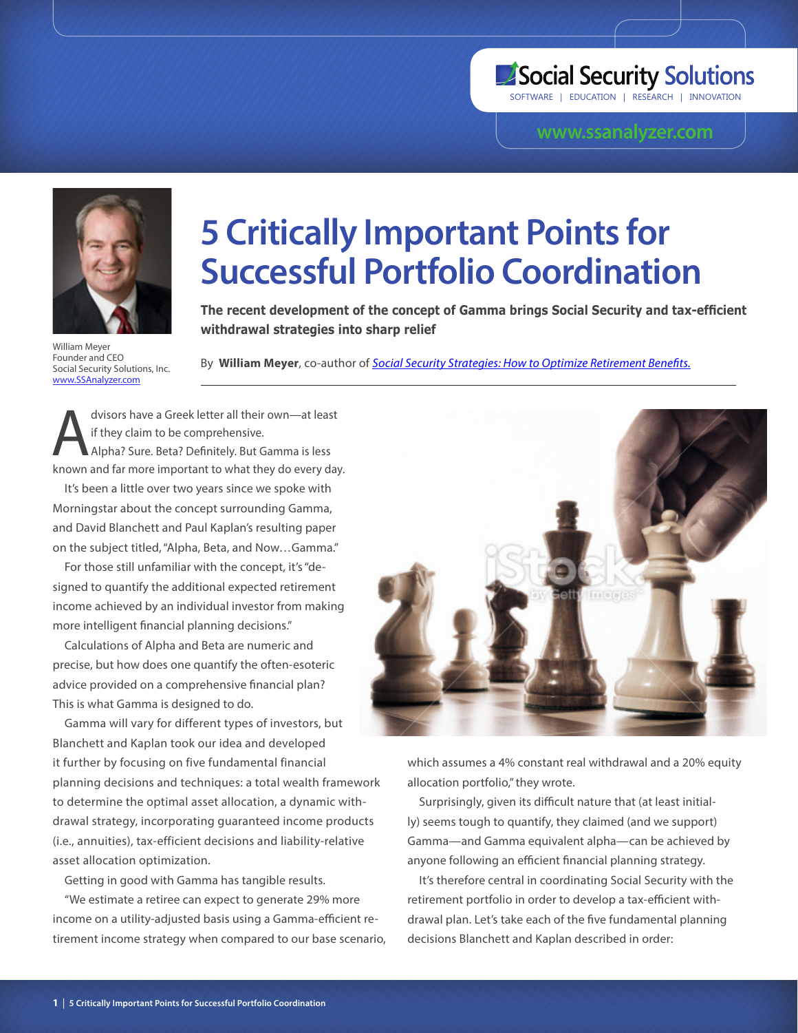Social Security Solutions
SOFTWARE | EDUCATION | RESEARCH | INNOVATION

www.ssanalyzer.com

William Meyer
Founder and CEO
Social Security Solutions, Inc.
www.SSAnalyzer.com

# 5 Critically Important Points for Successful Portfolio Coordination

**The recent development of the concept of Gamma brings Social Security and tax-efficient withdrawal strategies into sharp relief**

By **William Meyer**, co-author of *Social Security Strategies: How to Optimize Retirement Benefits.*

Advisors have a Greek letter all their own—at least if they claim to be comprehensive. Alpha? Sure. Beta? Definitely. But Gamma is less known and far more important to what they do every day.

It's been a little over two years since we spoke with Morningstar about the concept surrounding Gamma, and David Blanchett and Paul Kaplan's resulting paper on the subject titled, "Alpha, Beta, and Now…Gamma."

For those still unfamiliar with the concept, it's "designed to quantify the additional expected retirement income achieved by an individual investor from making more intelligent financial planning decisions."

Calculations of Alpha and Beta are numeric and precise, but how does one quantify the often-esoteric advice provided on a comprehensive financial plan? This is what Gamma is designed to do.

Gamma will vary for different types of investors, but Blanchett and Kaplan took our idea and developed it further by focusing on five fundamental financial planning decisions and techniques: a total wealth framework to determine the optimal asset allocation, a dynamic withdrawal strategy, incorporating guaranteed income products (i.e., annuities), tax-efficient decisions and liability-relative asset allocation optimization.

Getting in good with Gamma has tangible results.

"We estimate a retiree can expect to generate 29% more income on a utility-adjusted basis using a Gamma-efficient retirement income strategy when compared to our base scenario, which assumes a 4% constant real withdrawal and a 20% equity allocation portfolio," they wrote.

Surprisingly, given its difficult nature that (at least initially) seems tough to quantify, they claimed (and we support) Gamma—and Gamma equivalent alpha—can be achieved by anyone following an efficient financial planning strategy.

It's therefore central in coordinating Social Security with the retirement portfolio in order to develop a tax-efficient withdrawal plan. Let's take each of the five fundamental planning decisions Blanchett and Kaplan described in order: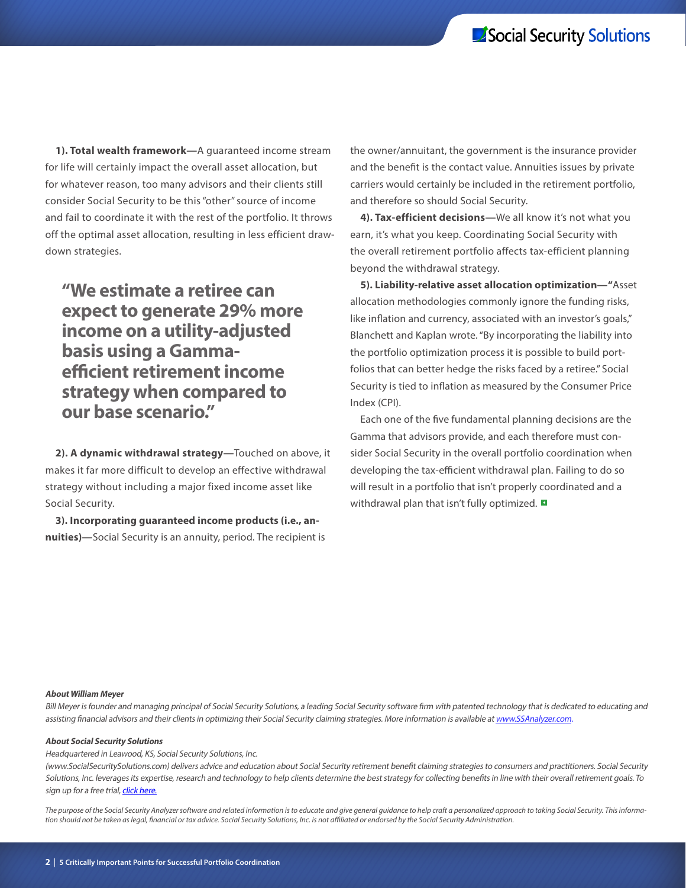**1). Total wealth framework—**A guaranteed income stream for life will certainly impact the overall asset allocation, but for whatever reason, too many advisors and their clients still consider Social Security to be this "other" source of income and fail to coordinate it with the rest of the portfolio. It throws off the optimal asset allocation, resulting in less efficient draw-down strategies.

> **"We estimate a retiree can expect to generate 29% more income on a utility-adjusted basis using a Gamma-efficient retirement income strategy when compared to our base scenario."**

**2). A dynamic withdrawal strategy—**Touched on above, it makes it far more difficult to develop an effective withdrawal strategy without including a major fixed income asset like Social Security.

**3). Incorporating guaranteed income products (i.e., annuities)—**Social Security is an annuity, period. The recipient is the owner/annuitant, the government is the insurance provider and the benefit is the contact value. Annuities issues by private carriers would certainly be included in the retirement portfolio, and therefore so should Social Security.

**4). Tax-efficient decisions—**We all know it's not what you earn, it's what you keep. Coordinating Social Security with the overall retirement portfolio affects tax-efficient planning beyond the withdrawal strategy.

**5). Liability-relative asset allocation optimization—**"Asset allocation methodologies commonly ignore the funding risks, like inflation and currency, associated with an investor's goals," Blanchett and Kaplan wrote. "By incorporating the liability into the portfolio optimization process it is possible to build portfolios that can better hedge the risks faced by a retiree." Social Security is tied to inflation as measured by the Consumer Price Index (CPI).

Each one of the five fundamental planning decisions are the Gamma that advisors provide, and each therefore must consider Social Security in the overall portfolio coordination when developing the tax-efficient withdrawal plan. Failing to do so will result in a portfolio that isn't properly coordinated and a withdrawal plan that isn't fully optimized.

***About William Meyer***

*Bill Meyer is founder and managing principal of Social Security Solutions, a leading Social Security software firm with patented technology that is dedicated to educating and assisting financial advisors and their clients in optimizing their Social Security claiming strategies. More information is available at www.SSAnalyzer.com.*

***About Social Security Solutions***

*Headquartered in Leawood, KS, Social Security Solutions, Inc. (www.SocialSecuritySolutions.com) delivers advice and education about Social Security retirement benefit claiming strategies to consumers and practitioners. Social Security Solutions, Inc. leverages its expertise, research and technology to help clients determine the best strategy for collecting benefits in line with their overall retirement goals. To sign up for a free trial, click here.*

*The purpose of the Social Security Analyzer software and related information is to educate and give general guidance to help craft a personalized approach to taking Social Security. This information should not be taken as legal, financial or tax advice. Social Security Solutions, Inc. is not affiliated or endorsed by the Social Security Administration.*